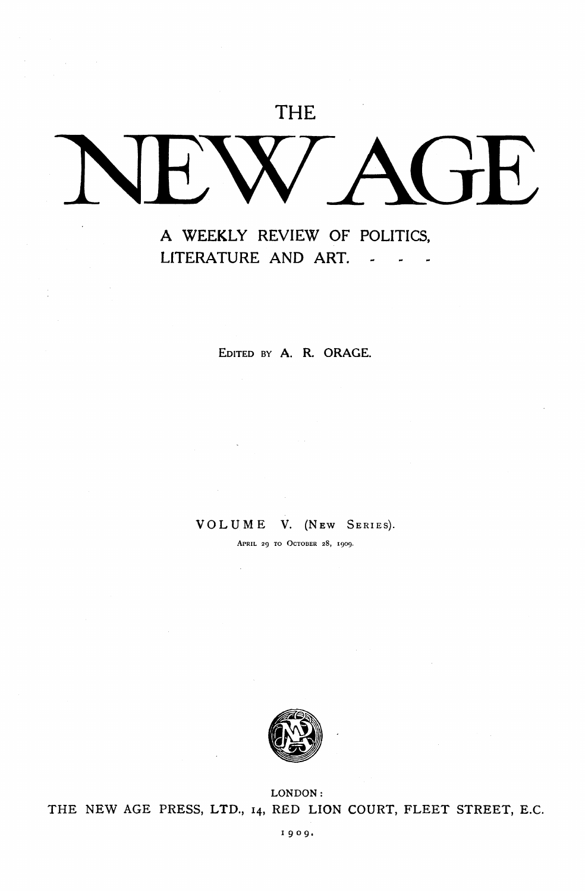# THE NEW AGE

A WEEKLY REVIEW OF POLITICS, LITERATURE AND ART. - - -

EDITED BY A. R. ORAGE.

VOLUME V. (NEW SERIES).

APRIL 29 TO OCTOBER 28, 1909.

LONDON:

THE NEW AGE PRESS, LTD., 14, RED LION COURT, FLEET STREET, E.C.

1909.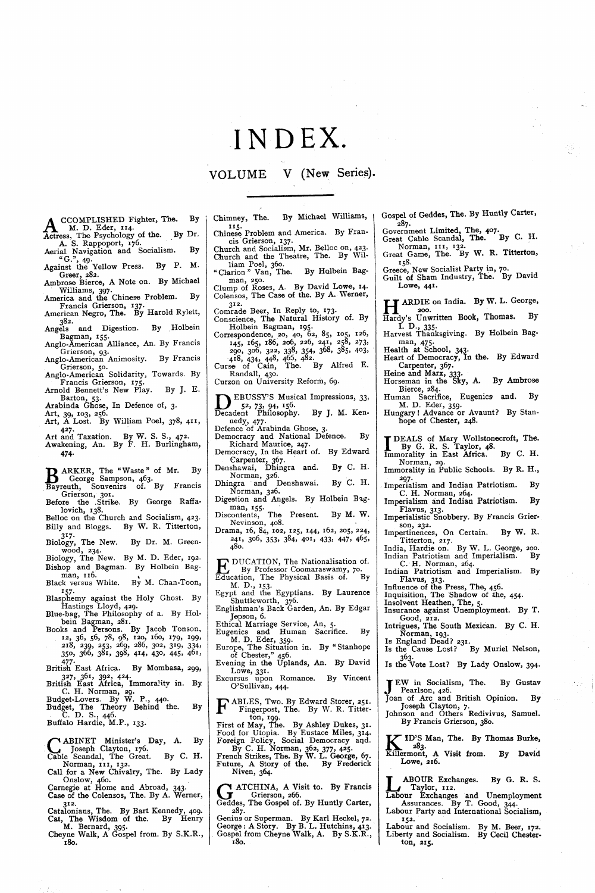# INDEX.

## VOLUME V (New Series).

ACCOMPLISHED Fighter, The. By M. D. Eder, 114.
Actress, The Psychology of the. By Dr. A. S. Rappoport, 176.
Aerial Navigation and Socialism. By "G.", 49.
Against the Yellow Press. By P. M. Greer, 282.
Ambrose Bierce, A Note on. By Michael Williams, 397.
America and the Chinese Problem. By Francis Grierson, 137.
American Negro, The. By Harold Rylett, 382.
Angels and Digestion. By Holbein Bagman, 155.
Anglo-American Alliance, An. By Francis Grierson, 93.
Anglo-American Animosity. By Francis Grierson, 50.
Anglo-American Solidarity, Towards. By Francis Grierson, 175.
Arnold Bennett's New Play. By J. E. Barton, 53.
Arabinda Ghose, In Defence of, 3.
Art, 39, 103, 256.
Art, A Lost. By William Poel, 378, 411, 427.
Art and Taxation. By W. S. S., 472.
Awakening, An. By F. H. Burlingham, 474.

BARKER, The "Waste" of Mr. By George Sampson, 463.
Bayreuth, Souvenirs of. By Francis Grierson, 301.
Before the Strike. By George Raffalovich, 138.
Belloc on the Church and Socialism, 423.
Billy and Bloggs. By W. R. Titterton, 317.
Biology, The New. By Dr. M. Greenwood, 234.
Biology, The New. By M. D. Eder, 192.
Bishop and Bagman. By Holbein Bagman, 116.
Black versus White. By M. Chan-Toon, 157.
Blasphemy against the Holy Ghost. By Hastings Lloyd, 429.
Blue-bag, The Philosophy of a. By Holbein Bagman, 281.
Books and Persons. By Jacob Tonson, 12, 36, 56, 78, 98, 120, 160, 179, 199, 218, 239, 253, 269, 286, 302, 319, 334, 350, 366, 381, 398, 414, 430, 445, 461, 477.
British East Africa. By Mombasa, 299, 327, 361, 392, 424.
British East Africa, Immorality in. By C. H. Norman, 29.
Budget-Lovers. By W. P., 440.
Budget, The Theory Behind the. By C. D. S., 446.
Buffalo Hardie, M.P., 133.

CABINET Minister's Day, A. By Joseph Clayton, 176.
Cable Scandal, The Great. By C. H. Norman, 111, 132.
Call for a New Chivalry, The. By Lady Onslow, 460.
Carnegie at Home and Abroad, 343.
Case of the Colensos, The. By A. Werner, 312.
Catalonians, The. By Bart Kennedy, 409.
Cat, The Wisdom of the. By Henry M. Bernard, 395.
Cheyne Walk, A Gospel from. By S.K.R., 180.
Chimney, The. By Michael Williams, 115.
Chinese Problem and America. By Francis Grierson, 137.
Church and Socialism, Mr. Belloc on, 423.
Church and the Theatre, The. By William Poel, 360.
"Clarion" Van, The. By Holbein Bagman, 250.
Clump of Roses, A. By David Lowe, 14.
Colensos, The Case of the. By A. Werner, 312.
Comrade Beer, In Reply to, 173.
Conscience, The Natural History of. By Holbein Bagman, 195.
Correspondence, 20, 40, 62, 85, 105, 126, 145, 165, 186, 206, 226, 241, 258, 273, 290, 306, 322, 338, 354, 368, 385, 403, 418, 434, 448, 465, 482.
Curse of Cain, The. By Alfred E. Randall, 430.
Curzon on University Reform, 69.

DEBUSSY'S Musical Impressions, 33, 52, 73, 94, 156.
Decadent Philosophy. By J. M. Kennedy, 477.
Defence of Arabinda Ghose, 3.
Democracy and National Defence. By Richard Maurice, 247.
Democracy, In the Heart of. By Edward Carpenter, 367.
Denshawai, Dhingra and. By C. H. Norman, 326.
Dhingra and Denshawai. By C. H. Norman, 326.
Digestion and Angels. By Holbein Bagman, 155.
Discontents, The Present. By M. W. Nevinson, 408.
Drama, 16, 84, 102, 125, 144, 162, 205, 224, 241, 306, 353, 384, 401, 433, 447, 465, 480.

EDUCATION, The Nationalisation of. By Professor Coomaraswamy, 70.
Education, The Physical Basis of. By M. D., 153.
Egypt and the Egyptians. By Laurence Shuttleworth, 376.
Englishman's Back Garden, An. By Edgar Jepson, 6.
Ethical Marriage Service, An, 5.
Eugenics and Human Sacrifice. By M. D. Eder, 359.
Europe, The Situation in. By "Stanhope of Chester," 456.
Evening in the Uplands, An. By David Lowe, 331.
Excursus upon Romance. By Vincent O'Sullivan, 444.

FABLES, Two. By Edward Storer, 251.
Fingerpost, The. By W. R. Titterton, 199.
First of May, The. By Ashley Dukes, 31.
Food for Utopia. By Eustace Miles, 314.
Foreign Policy, Social Democracy and. By C. H. Norman, 362, 377, 425.
French Strikes, The. By W. L. George, 67.
Future, A Story of the. By Frederick Niven, 364.

GATCHINA, A Visit to. By Francis Grierson, 266.
Geddes, The Gospel of. By Huntly Carter, 287.
Genius or Superman. By Karl Heckel, 72.
George: A Story. By B. L. Hutchins, 413.
Gospel from Cheyne Walk, A. By S.K.R., 180.
Gospel of Geddes, The. By Huntly Carter, 287.
Government Limited, The, 407.
Great Cable Scandal, The. By C. H. Norman, 111, 132.
Great Game, The. By W. R. Titterton, 158.
Greece, New Socialist Party in, 70.
Guilt of Sham Industry, The. By David Lowe, 441.

HARDIE on India. By W. L. George, 200.
Hardy's Unwritten Book, Thomas. By I. D., 335.
Harvest Thanksgiving. By Holbein Bagman, 475.
Health at School, 343.
Heart of Democracy, In the. By Edward Carpenter, 367.
Heine and Marx, 333.
Horseman in the Sky, A. By Ambrose Bierce, 284.
Human Sacrifice, Eugenics and. By M. D. Eder, 359.
Hungary! Advance or Avaunt? By Stanhope of Chester, 248.

IDEALS of Mary Wollstonecroft, The. By G. R. S. Taylor, 48.
Immorality in East Africa. By C. H. Norman, 29.
Immorality in Public Schools. By R. H., 297.
Imperialism and Indian Patriotism. By C. H. Norman, 264.
Imperialism and Indian Patriotism. By Flavus, 313.
Imperialistic Snobbery. By Francis Grierson, 232.
Impertinences, On Certain. By W. R. Titterton, 217.
India, Hardie on. By W. L. George, 200.
Indian Patriotism and Imperialism. By C. H. Norman, 264.
Indian Patriotism and Imperialism. By Flavus, 313.
Influence of the Press, The, 456.
Inquisition, The Shadow of the, 454.
Insolvent Heathen, The, 5.
Insurance against Unemployment. By T. Good, 212.
Intrigues, The South Mexican. By C. H. Norman, 193.
Is England Dead? 231.
Is the Cause Lost? By Muriel Nelson, 363.
Is the Vote Lost? By Lady Onslow, 394.

JEW in Socialism, The. By Gustav Pearlson, 426.
Joan of Arc and British Opinion. By Joseph Clayton, 7.
Johnson and Others Redivivus, Samuel. By Francis Grierson, 380.

KID'S Man, The. By Thomas Burke, 283.
Killermont, A Visit from. By David Lowe, 216.

LABOUR Exchanges. By G. R. S. Taylor, 112.
Labour Exchanges and Unemployment Assurances. By T. Good, 344.
Labour Party and International Socialism, 152.
Labour and Socialism. By M. Beer, 172.
Liberty and Socialism. By Cecil Chesterton, 215.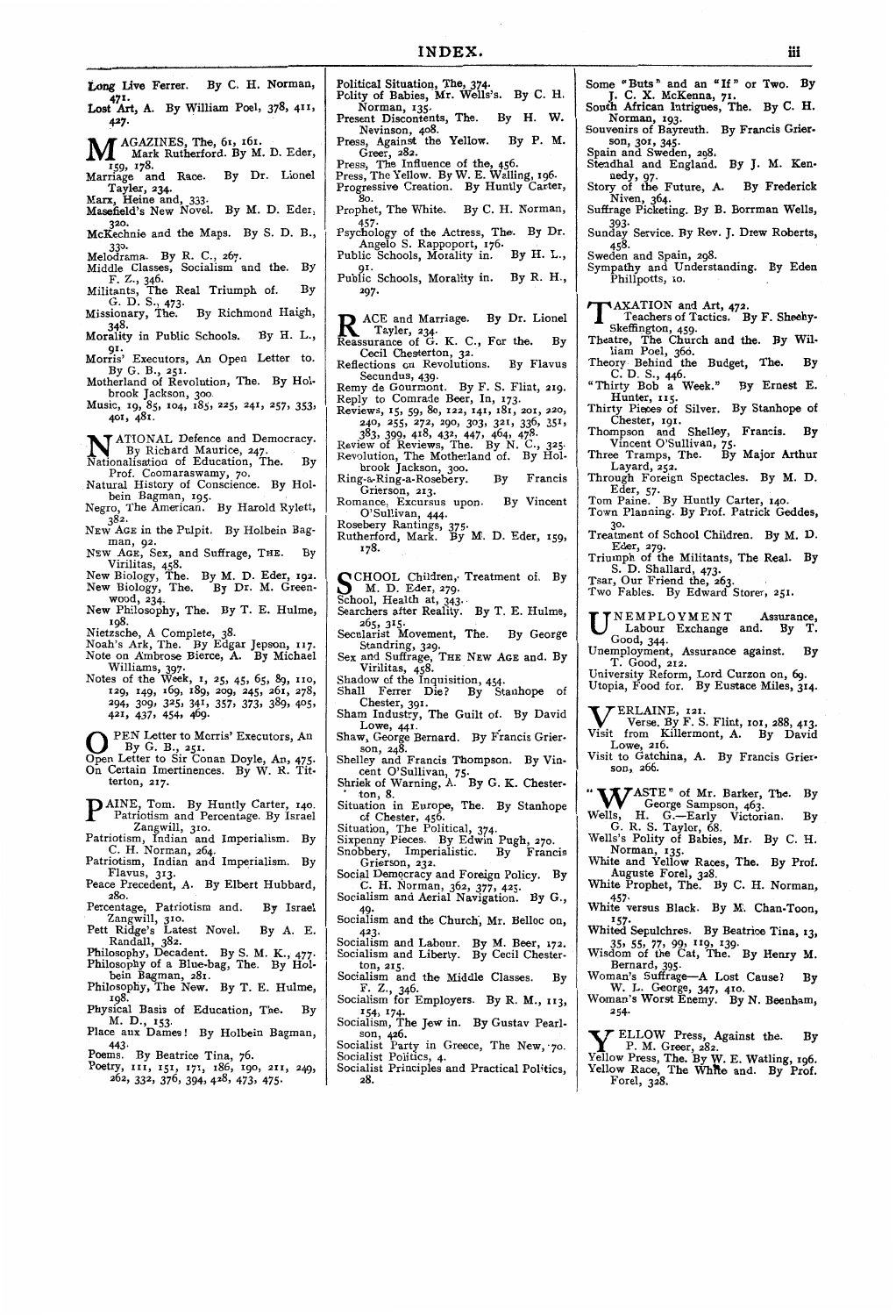# INDEX.

Long Live Ferrer. By C. H. Norman, 471.
Lost Art, A. By William Poel, 378, 411, 427.

MAGAZINES, The, 61, 161.
Mark Rutherford. By M. D. Eder, 159, 178.
Marriage and Race. By Dr. Lionel Tayler, 234.
Marx, Heine and, 333.
Masefield's New Novel. By M. D. Eder, 320.
McKechnie and the Maps. By S. D. B., 330.
Melodrama. By R. C., 267.
Middle Classes, Socialism and the. By F. Z., 346.
Militants, The Real Triumph of. By G. D. S., 473.
Missionary, The. By Richmond Haigh, 348.
Morality in Public Schools. By H. L., 91.
Morris' Executors, An Open Letter to. By G. B., 251.
Motherland of Revolution, The. By Holbrook Jackson, 300.
Music, 19, 85, 104, 185, 225, 241, 257, 353, 401, 481.

NATIONAL Defence and Democracy. By Richard Maurice, 247.
Nationalisation of Education, The. By Prof. Coomaraswamy, 70.
Natural History of Conscience. By Holbein Bagman, 195.
Negro, The American. By Harold Rylett, 382.
NEW AGE in the Pulpit. By Holbein Bagman, 92.
NEW AGE, Sex, and Suffrage, THE. By Virilitas, 458.
New Biology, The. By M. D. Eder, 192.
New Biology, The. By Dr. M. Greenwood, 234.
New Philosophy, The. By T. E. Hulme, 198.
Nietzsche, A Complete, 38.
Noah's Ark, The. By Edgar Jepson, 117.
Note on Ambrose Bierce, A. By Michael Williams, 397.
Notes of the Week, 1, 25, 45, 65, 89, 110, 129, 149, 169, 189, 209, 245, 261, 278, 294, 309, 325, 341, 357, 373, 389, 405, 421, 437, 454, 469.

OPEN Letter to Morris' Executors, An By G. B., 251.
Open Letter to Sir Conan Doyle, An, 475.
On Certain Imertinences. By W. R. Titterton, 217.

PAINE, Tom. By Huntly Carter, 140.
Patriotism and Percentage. By Israel Zangwill, 310.
Patriotism, Indian and Imperialism. By C. H. Norman, 264.
Patriotism, Indian and Imperialism. By Flavus, 313.
Peace Precedent, A. By Elbert Hubbard, 280.
Percentage, Patriotism and. By Israel Zangwill, 310.
Pett Ridge's Latest Novel. By A. E. Randall, 382.
Philosophy, Decadent. By S. M. K., 477.
Philosophy of a Blue-bag, The. By Holbein Bagman, 281.
Philosophy, The New. By T. E. Hulme, 198.
Physical Basis of Education, The. By M. D., 153.
Place aux Dames! By Holbein Bagman, 443.
Poems. By Beatrice Tina, 76.
Poetry, 111, 151, 171, 186, 190, 211, 249, 262, 332, 376, 394, 428, 473, 475.
Political Situation, The, 374.
Polity of Babies, Mr. Wells's. By C. H. Norman, 135.
Present Discontents, The. By H. W. Nevinson, 408.
Press, Against the Yellow. By P. M. Greer, 282.
Press, The Influence of the, 456.
Press, The Yellow. By W. E. Walling, 196.
Progressive Creation. By Huntly Carter, 80.
Prophet, The White. By C. H. Norman, 457.
Psychology of the Actress, The. By Dr. Angelo S. Rappoport, 176.
Public Schools, Morality in. By H. L., 91.
Public Schools, Morality in. By R. H., 297.

RACE and Marriage. By Dr. Lionel Tayler, 234.
Reassurance of G. K. C., For the. By Cecil Chesterton, 32.
Reflections on Revolutions. By Flavus Secundus, 439.
Remy de Gourmont. By F. S. Flint, 219.
Reply to Comrade Beer, In, 173.
Reviews, 15, 59, 80, 122, 141, 181, 201, 220, 240, 255, 272, 290, 303, 321, 336, 351, 383, 399, 418, 432, 447, 464, 478.
Review of Reviews, The. By N. C., 325.
Revolution, The Motherland of. By Holbrook Jackson, 300.
Ring-a-Ring-a-Rosebery. By Francis Grierson, 213.
Romance, Excursus upon. By Vincent O'Sullivan, 444.
Rosebery Rantings, 375.
Rutherford, Mark. By M. D. Eder, 159, 178.

SCHOOL Children, Treatment of. By M. D. Eder, 279.
School, Health at, 343.
Searchers after Reality. By T. E. Hulme, 265, 315.
Secularist Movement, The. By George Standring, 329.
Sex and Suffrage, THE NEW AGE and. By Virilitas, 458.
Shadow of the Inquisition, 454.
Shall Ferrer Die? By Stanhope of Chester, 391.
Sham Industry, The Guilt of. By David Lowe, 441.
Shaw, George Bernard. By Francis Grierson, 248.
Shelley and Francis Thompson. By Vincent O'Sullivan, 75.
Shriek of Warning, A. By G. K. Chesterton, 8.
Situation in Europe, The. By Stanhope of Chester, 456.
Situation, The Political, 374.
Sixpenny Pieces. By Edwin Pugh, 270.
Snobbery, Imperialistic. By Francis Grierson, 232.
Social Democracy and Foreign Policy. By C. H. Norman, 362, 377, 425.
Socialism and Aerial Navigation. By G., 49.
Socialism and the Church, Mr. Belloc on, 423.
Socialism and Labour. By M. Beer, 172.
Socialism and Liberty. By Cecil Chesterton, 215.
Socialism and the Middle Classes. By F. Z., 346.
Socialism for Employers. By R. M., 113, 154, 174.
Socialism, The Jew in. By Gustav Pearlson, 426.
Socialist Party in Greece, The New, 70.
Socialist Politics, 4.
Socialist Principles and Practical Politics, 28.
Some "Buts" and an "If" or Two. By J. C. X. McKenna, 71.
South African Intrigues, The. By C. H. Norman, 193.
Souvenirs of Bayreuth. By Francis Grierson, 301, 345.
Spain and Sweden, 298.
Stendhal and England. By J. M. Kennedy, 97.
Story of the Future, A. By Frederick Niven, 364.
Suffrage Picketing. By B. Borrman Wells, 393.
Sunday Service. By Rev. J. Drew Roberts, 458.
Sweden and Spain, 298.
Sympathy and Understanding. By Eden Phillpotts, 10.

TAXATION and Art, 472.
Teachers of Tactics. By F. Sheehy-Skeffington, 459.
Theatre, The Church and the. By William Poel, 366.
Theory Behind the Budget, The. By C. D. S., 446.
"Thirty Bob a Week." By Ernest E. Hunter, 115.
Thirty Pieces of Silver. By Stanhope of Chester, 191.
Thompson and Shelley, Francis. By Vincent O'Sullivan, 75.
Three Tramps, The. By Major Arthur Layard, 252.
Through Foreign Spectacles. By M. D. Eder, 57.
Tom Paine. By Huntly Carter, 140.
Town Planning. By Prof. Patrick Geddes, 30.
Treatment of School Children. By M. D. Eder, 279.
Triumph of the Militants, The Real. By S. D. Shallard, 473.
Tsar, Our Friend the, 263.
Two Fables. By Edward Storer, 251.

UNEMPLOYMENT Assurance, Labour Exchange and. By T. Good, 344.
Unemployment, Assurance against. By T. Good, 212.
University Reform, Lord Curzon on, 69.
Utopia, Food for. By Eustace Miles, 314.

VERLAINE, 121.
Verse. By F. S. Flint, 101, 288, 413.
Visit from Killermont, A. By David Lowe, 216.
Visit to Gatchina, A. By Francis Grierson, 266.

"WASTE" of Mr. Barker, The. By George Sampson, 463.
Wells, H. G.—Early Victorian. By G. R. S. Taylor, 68.
Wells's Polity of Babies, Mr. By C. H. Norman, 135.
White and Yellow Races, The. By Prof. Auguste Forel, 328.
White Prophet, The. By C. H. Norman, 457.
White versus Black. By M. Chan-Toon, 157.
Whited Sepulchres. By Beatrice Tina, 13, 35, 55, 77, 99, 119, 139.
Wisdom of the Cat, The. By Henry M. Bernard, 395.
Woman's Suffrage—A Lost Cause? By W. L. George, 347, 410.
Woman's Worst Enemy. By N. Beenham, 254.

YELLOW Press, Against the. By P. M. Greer, 282.
Yellow Press, The. By W. E. Watling, 196.
Yellow Race, The White and. By Prof. Forel, 328.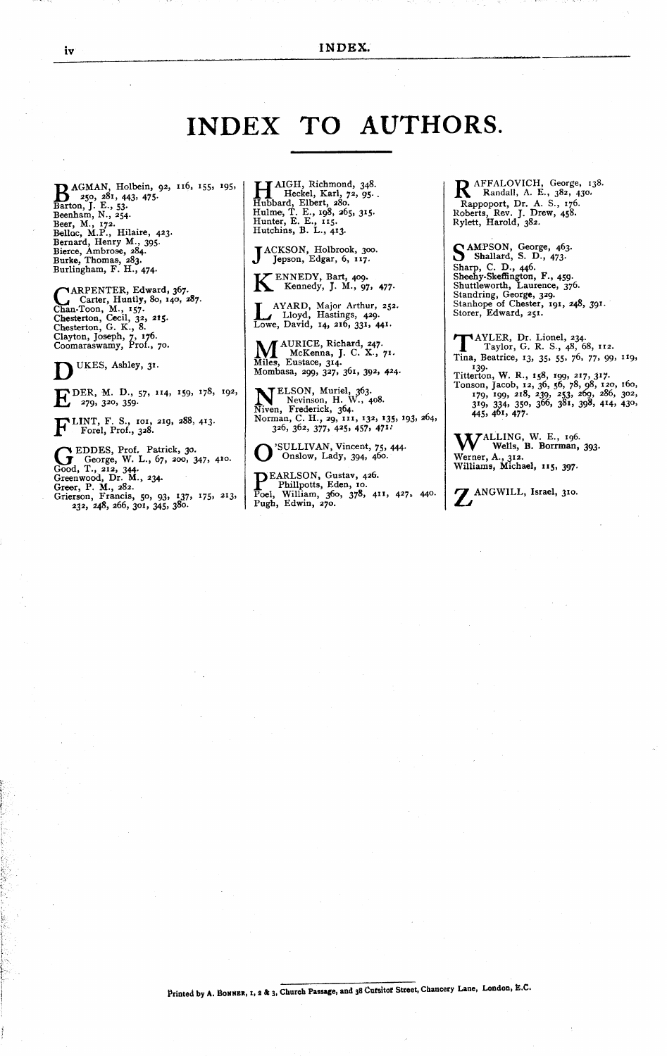# INDEX TO AUTHORS.

BAGMAN, Holbein, 92, 116, 155, 195, 250, 281, 443, 475.
Barton, J. E., 53.
Beenham, N., 254.
Beer, M., 172.
Belloc, M.P., Hilaire, 423.
Bernard, Henry M., 395.
Bierce, Ambrose, 284.
Burke, Thomas, 283.
Burlingham, F. H., 474.

CARPENTER, Edward, 367.
Carter, Huntly, 80, 140, 287.
Chan-Toon, M., 157.
Chesterton, Cecil, 32, 215.
Chesterton, G. K., 8.
Clayton, Joseph, 7, 176.
Coomaraswamy, Prof., 70.

DUKES, Ashley, 31.

EDER, M. D., 57, 114, 159, 178, 192, 279, 320, 359.

FLINT, F. S., 101, 219, 288, 413.
Forel, Prof., 328.

GEDDES, Prof. Patrick, 30.
George, W. L., 67, 200, 347, 410.
Good, T., 212, 344.
Greenwood, Dr. M., 234.
Greer, P. M., 282.
Grierson, Francis, 50, 93, 137, 175, 213, 232, 248, 266, 301, 345, 380.

HAIGH, Richmond, 348.
Heckel, Karl, 72, 95.
Hubbard, Elbert, 280.
Hulme, T. E., 198, 265, 315.
Hunter, E. E., 115.
Hutchins, B. L., 413.

JACKSON, Holbrook, 300.
Jepson, Edgar, 6, 117.

KENNEDY, Bart, 409.
Kennedy, J. M., 97, 477.

LAYARD, Major Arthur, 252.
Lloyd, Hastings, 429.
Lowe, David, 14, 216, 331, 441.

MAURICE, Richard, 247.
McKenna, J. C. X., 71.
Miles, Eustace, 314.
Mombasa, 299, 327, 361, 392, 424.

NELSON, Muriel, 363.
Nevinson, H. W., 408.
Niven, Frederick, 364.
Norman, C. H., 29, 111, 132, 135, 193, 264, 326, 362, 377, 425, 457, 471.

O'SULLIVAN, Vincent, 75, 444.
Onslow, Lady, 394, 460.

PEARLSON, Gustav, 426.
Phillpotts, Eden, 10.
Poel, William, 360, 378, 411, 427, 440.
Pugh, Edwin, 270.

RAFFALOVICH, George, 138.
Randall, A. E., 382, 430.
Rappoport, Dr. A. S., 176.
Roberts, Rev. J. Drew, 458.
Rylett, Harold, 382.

SAMPSON, George, 463.
Shallard, S. D., 473.
Sharp, C. D., 446.
Sheehy-Skeffington, F., 459.
Shuttleworth, Laurence, 376.
Standring, George, 329.
Stanhope of Chester, 191, 248, 391.
Storer, Edward, 251.

TAYLER, Dr. Lionel, 234.
Taylor, G. R. S., 48, 68, 112.
Tina, Beatrice, 13, 35, 55, 76, 77, 99, 119, 139.
Titterton, W. R., 158, 199, 217, 317.
Tonson, Jacob, 12, 36, 56, 78, 98, 120, 160, 179, 199, 218, 239, 253, 269, 286, 302, 319, 334, 350, 366, 381, 398, 414, 430, 445, 461, 477.

WALLING, W. E., 196.
Wells, B. Borrman, 393.
Werner, A., 312.
Williams, Michael, 115, 397.

ZANGWILL, Israel, 310.

Printed by A. BONNER, 1, 2 & 3, Church Passage, and 38 Cursitor Street, Chancery Lane, London, E.C.